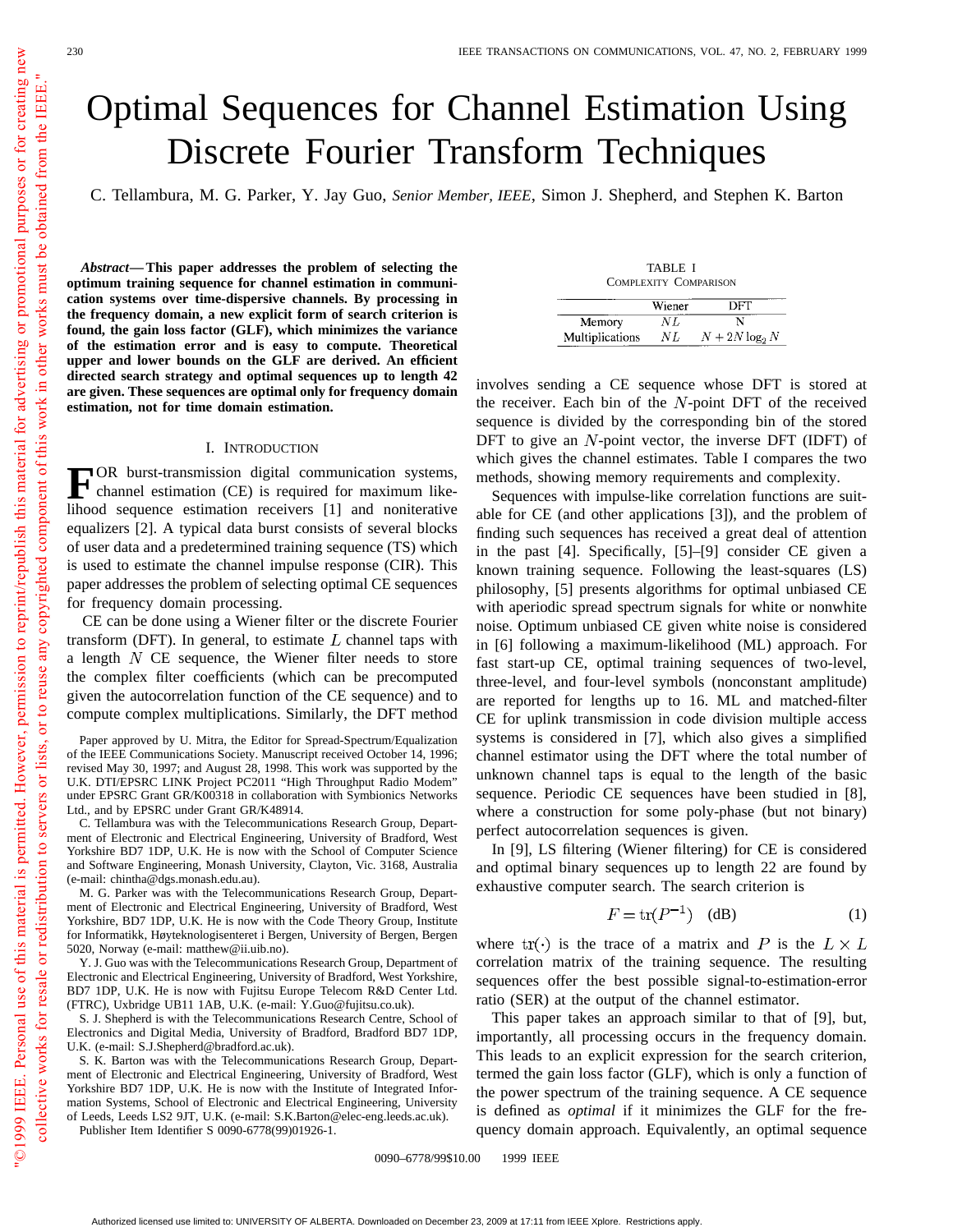# Optimal Sequences for Channel Estimation Using Discrete Fourier Transform Techniques

C. Tellambura, M. G. Parker, Y. Jay Guo, *Senior Member, IEEE*, Simon J. Shepherd, and Stephen K. Barton

***Abstract*—This paper addresses the problem of selecting the optimum training sequence for channel estimation in communication systems over time-dispersive channels. By processing in the frequency domain, a new explicit form of search criterion is found, the gain loss factor (GLF), which minimizes the variance of the estimation error and is easy to compute. Theoretical upper and lower bounds on the GLF are derived. An efficient directed search strategy and optimal sequences up to length 42 are given. These sequences are optimal only for frequency domain estimation, not for time domain estimation.**

## I. Introduction

For burst-transmission digital communication systems, channel estimation (CE) is required for maximum likelihood sequence estimation receivers [1] and noniterative equalizers [2]. A typical data burst consists of several blocks of user data and a predetermined training sequence (TS) which is used to estimate the channel impulse response (CIR). This paper addresses the problem of selecting optimal CE sequences for frequency domain processing.

CE can be done using a Wiener filter or the discrete Fourier transform (DFT). In general, to estimate $L$ channel taps with a length $N$ CE sequence, the Wiener filter needs to store the complex filter coefficients (which can be precomputed given the autocorrelation function of the CE sequence) and to compute complex multiplications. Similarly, the DFT method involves sending a CE sequence whose DFT is stored at the receiver. Each bin of the $N$-point DFT of the received sequence is divided by the corresponding bin of the stored DFT to give an $N$-point vector, the inverse DFT (IDFT) of which gives the channel estimates. Table I compares the two methods, showing memory requirements and complexity.

TABLE I
Complexity Comparison

| | Wiener | DFT |
|---|---|---|
| Memory | $NL$ | N |
| Multiplications | $NL$ | $N + 2N\log_2 N$ |

Sequences with impulse-like correlation functions are suitable for CE (and other applications [3]), and the problem of finding such sequences has received a great deal of attention in the past [4]. Specifically, [5]–[9] consider CE given a known training sequence. Following the least-squares (LS) philosophy, [5] presents algorithms for optimal unbiased CE with aperiodic spread spectrum signals for white or nonwhite noise. Optimum unbiased CE given white noise is considered in [6] following a maximum-likelihood (ML) approach. For fast start-up CE, optimal training sequences of two-level, three-level, and four-level symbols (nonconstant amplitude) are reported for lengths up to 16. ML and matched-filter CE for uplink transmission in code division multiple access systems is considered in [7], which also gives a simplified channel estimator using the DFT where the total number of unknown channel taps is equal to the length of the basic sequence. Periodic CE sequences have been studied in [8], where a construction for some poly-phase (but not binary) perfect autocorrelation sequences is given.

In [9], LS filtering (Wiener filtering) for CE is considered and optimal binary sequences up to length 22 are found by exhaustive computer search. The search criterion is

$$F = \mathrm{tr}(P^{-1}) \quad \text{(dB)} \tag{1}$$

where $\mathrm{tr}(\cdot)$ is the trace of a matrix and $P$ is the $L \times L$ correlation matrix of the training sequence. The resulting sequences offer the best possible signal-to-estimation-error ratio (SER) at the output of the channel estimator.

This paper takes an approach similar to that of [9], but, importantly, all processing occurs in the frequency domain. This leads to an explicit expression for the search criterion, termed the gain loss factor (GLF), which is only a function of the power spectrum of the training sequence. A CE sequence is defined as *optimal* if it minimizes the GLF for the frequency domain approach. Equivalently, an optimal sequence

---

Paper approved by U. Mitra, the Editor for Spread-Spectrum/Equalization of the IEEE Communications Society. Manuscript received October 14, 1996; revised May 30, 1997; and August 28, 1998. This work was supported by the U.K. DTI/EPSRC LINK Project PC2011 "High Throughput Radio Modem" under EPSRC Grant GR/K00318 in collaboration with Symbionics Networks Ltd., and by EPSRC under Grant GR/K48914.

C. Tellambura was with the Telecommunications Research Group, Department of Electronic and Electrical Engineering, University of Bradford, West Yorkshire BD7 1DP, U.K. He is now with the School of Computer Science and Software Engineering, Monash University, Clayton, Vic. 3168, Australia (e-mail: chintha@dgs.monash.edu.au).

M. G. Parker was with the Telecommunications Research Group, Department of Electronic and Electrical Engineering, University of Bradford, West Yorkshire, BD7 1DP, U.K. He is now with the Code Theory Group, Institute for Informatikk, Høyteknologisenteret i Bergen, University of Bergen, Bergen 5020, Norway (e-mail: matthew@ii.uib.no).

Y. J. Guo was with the Telecommunications Research Group, Department of Electronic and Electrical Engineering, University of Bradford, West Yorkshire, BD7 1DP, U.K. He is now with Fujitsu Europe Telecom R&D Center Ltd. (FTRC), Uxbridge UB11 1AB, U.K. (e-mail: Y.Guo@fujitsu.co.uk).

S. J. Shepherd is with the Telecommunications Research Centre, School of Electronics and Digital Media, University of Bradford, Bradford BD7 1DP, U.K. (e-mail: S.J.Shepherd@bradford.ac.uk).

S. K. Barton was with the Telecommunications Research Group, Department of Electronic and Electrical Engineering, University of Bradford, West Yorkshire BD7 1DP, U.K. He is now with the Institute of Integrated Information Systems, School of Electronic and Electrical Engineering, University of Leeds, Leeds LS2 9JT, U.K. (e-mail: S.K.Barton@elec-eng.leeds.ac.uk).

Publisher Item Identifier S 0090-6778(99)01926-1.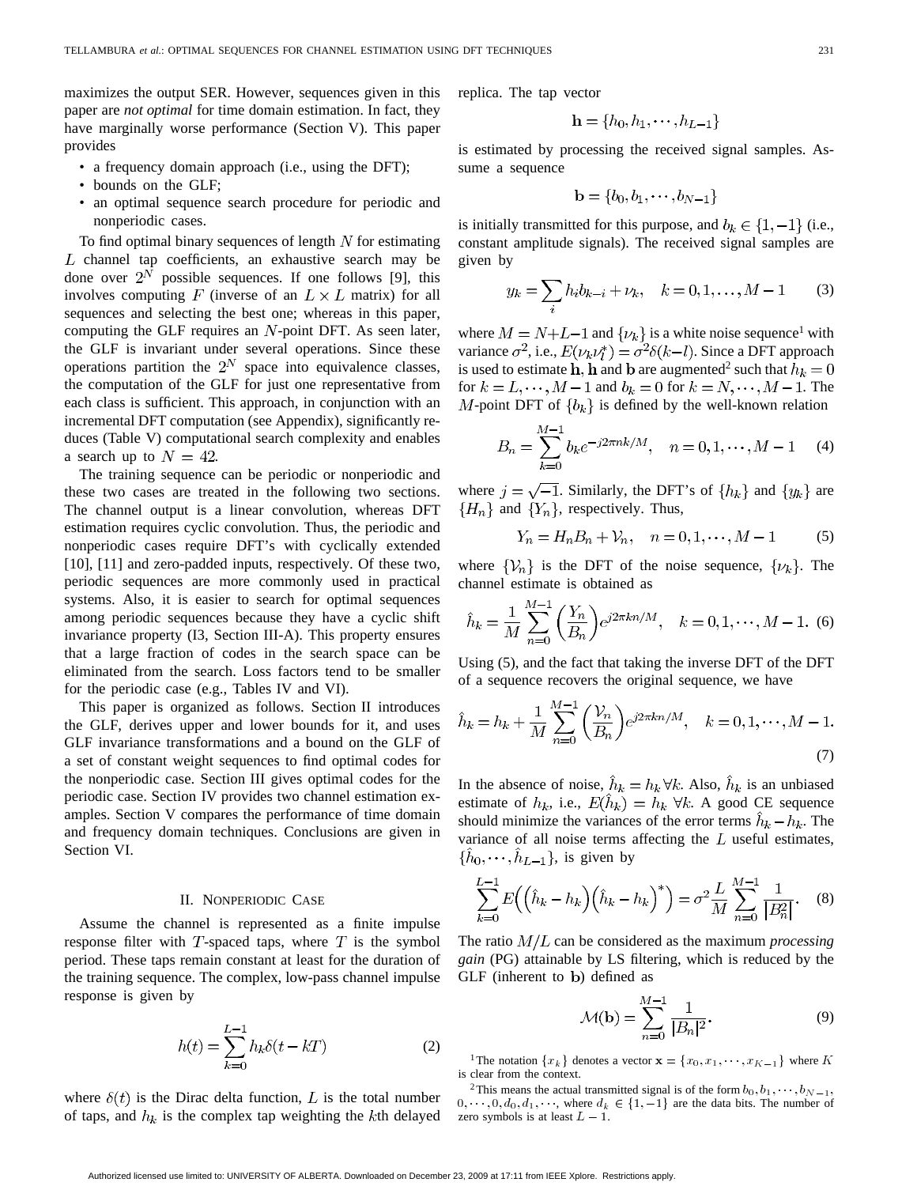maximizes the output SER. However, sequences given in this paper are *not optimal* for time domain estimation. In fact, they have marginally worse performance (Section V). This paper provides

- a frequency domain approach (i.e., using the DFT);
- bounds on the GLF;
- an optimal sequence search procedure for periodic and nonperiodic cases.

To find optimal binary sequences of length $N$ for estimating $L$ channel tap coefficients, an exhaustive search may be done over $2^N$ possible sequences. If one follows [9], this involves computing $F$ (inverse of an $L \times L$ matrix) for all sequences and selecting the best one; whereas in this paper, computing the GLF requires an $N$-point DFT. As seen later, the GLF is invariant under several operations. Since these operations partition the $2^N$ space into equivalence classes, the computation of the GLF for just one representative from each class is sufficient. This approach, in conjunction with an incremental DFT computation (see Appendix), significantly reduces (Table V) computational search complexity and enables a search up to $N = 42$.

The training sequence can be periodic or nonperiodic and these two cases are treated in the following two sections. The channel output is a linear convolution, whereas DFT estimation requires cyclic convolution. Thus, the periodic and nonperiodic cases require DFT's with cyclically extended [10], [11] and zero-padded inputs, respectively. Of these two, periodic sequences are more commonly used in practical systems. Also, it is easier to search for optimal sequences among periodic sequences because they have a cyclic shift invariance property (I3, Section III-A). This property ensures that a large fraction of codes in the search space can be eliminated from the search. Loss factors tend to be smaller for the periodic case (e.g., Tables IV and VI).

This paper is organized as follows. Section II introduces the GLF, derives upper and lower bounds for it, and uses GLF invariance transformations and a bound on the GLF of a set of constant weight sequences to find optimal codes for the nonperiodic case. Section III gives optimal codes for the periodic case. Section IV provides two channel estimation examples. Section V compares the performance of time domain and frequency domain techniques. Conclusions are given in Section VI.

## II. Nonperiodic Case

Assume the channel is represented as a finite impulse response filter with $T$-spaced taps, where $T$ is the symbol period. These taps remain constant at least for the duration of the training sequence. The complex, low-pass channel impulse response is given by

$$h(t) = \sum_{k=0}^{L-1} h_k \delta(t - kT) \tag{2}$$

where $\delta(t)$ is the Dirac delta function, $L$ is the total number of taps, and $h_k$ is the complex tap weighting the $k$th delayed replica. The tap vector

$$\mathbf{h} = \{h_0, h_1, \cdots, h_{L-1}\}$$

is estimated by processing the received signal samples. Assume a sequence

$$\mathbf{b} = \{b_0, b_1, \cdots, b_{N-1}\}$$

is initially transmitted for this purpose, and $b_k \in \{1, -1\}$ (i.e., constant amplitude signals). The received signal samples are given by

$$y_k = \sum_i h_i b_{k-i} + \nu_k, \quad k = 0, 1, \ldots, M-1 \tag{3}$$

where $M = N + L - 1$ and $\{\nu_k\}$ is a white noise sequence[1] with variance $\sigma^2$, i.e., $E(\nu_k \nu_l^*) = \sigma^2 \delta(k-l)$. Since a DFT approach is used to estimate $\mathbf{h}$, $\mathbf{h}$ and $\mathbf{b}$ are augmented[2] such that $h_k = 0$ for $k = L, \cdots, M-1$ and $b_k = 0$ for $k = N, \cdots, M-1$. The $M$-point DFT of $\{b_k\}$ is defined by the well-known relation

$$B_n = \sum_{k=0}^{M-1} b_k e^{-j2\pi nk/M}, \quad n = 0, 1, \cdots, M-1 \tag{4}$$

where $j = \sqrt{-1}$. Similarly, the DFT's of $\{h_k\}$ and $\{y_k\}$ are $\{H_n\}$ and $\{Y_n\}$, respectively. Thus,

$$Y_n = H_n B_n + \mathcal{V}_n, \quad n = 0, 1, \cdots, M-1 \tag{5}$$

where $\{\mathcal{V}_n\}$ is the DFT of the noise sequence, $\{\nu_k\}$. The channel estimate is obtained as

$$\hat{h}_k = \frac{1}{M} \sum_{n=0}^{M-1} \left( \frac{Y_n}{B_n} \right) e^{j2\pi kn/M}, \quad k = 0, 1, \cdots, M-1. \tag{6}$$

Using (5), and the fact that taking the inverse DFT of the DFT of a sequence recovers the original sequence, we have

$$\hat{h}_k = h_k + \frac{1}{M} \sum_{n=0}^{M-1} \left( \frac{\mathcal{V}_n}{B_n} \right) e^{j2\pi kn/M}, \quad k = 0, 1, \cdots, M-1. \tag{7}$$

In the absence of noise, $\hat{h}_k = h_k \forall k$. Also, $\hat{h}_k$ is an unbiased estimate of $h_k$, i.e., $E(\hat{h}_k) = h_k \ \forall k$. A good CE sequence should minimize the variances of the error terms $\hat{h}_k - h_k$. The variance of all noise terms affecting the $L$ useful estimates, $\{\hat{h}_0, \cdots, \hat{h}_{L-1}\}$, is given by

$$\sum_{k=0}^{L-1} E\left( \left( \hat{h}_k - h_k \right) \left( \hat{h}_k - h_k \right)^* \right) = \sigma^2 \frac{L}{M} \sum_{n=0}^{M-1} \frac{1}{|B_n^2|}. \tag{8}$$

The ratio $M/L$ can be considered as the maximum *processing gain* (PG) attainable by LS filtering, which is reduced by the GLF (inherent to $\mathbf{b}$) defined as

$$\mathcal{M}(\mathbf{b}) = \sum_{n=0}^{M-1} \frac{1}{|B_n|^2}. \tag{9}$$

[1] The notation $\{x_k\}$ denotes a vector $\mathbf{x} = \{x_0, x_1, \cdots, x_{K-1}\}$ where $K$ is clear from the context.

[2] This means the actual transmitted signal is of the form $b_0, b_1, \cdots, b_{N-1}, 0, \cdots, 0, d_0, d_1, \cdots$, where $d_k \in \{1, -1\}$ are the data bits. The number of zero symbols is at least $L - 1$.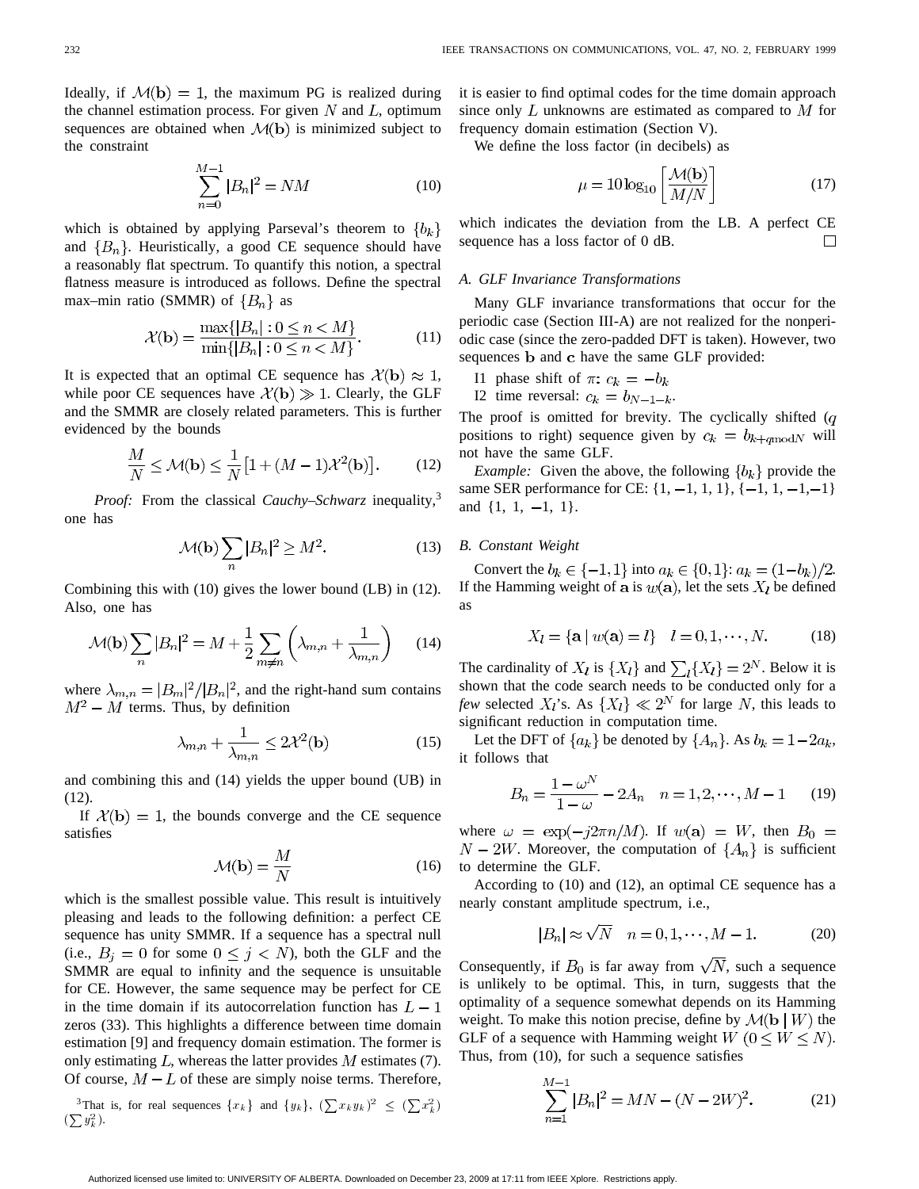Ideally, if $\mathcal{M}(\mathbf{b}) = 1$, the maximum PG is realized during the channel estimation process. For given $N$ and $L$, optimum sequences are obtained when $\mathcal{M}(\mathbf{b})$ is minimized subject to the constraint

$$\sum_{n=0}^{M-1} |B_n|^2 = NM \tag{10}$$

which is obtained by applying Parseval's theorem to $\{b_k\}$ and $\{B_n\}$. Heuristically, a good CE sequence should have a reasonably flat spectrum. To quantify this notion, a spectral flatness measure is introduced as follows. Define the spectral max–min ratio (SMMR) of $\{B_n\}$ as

$$\mathcal{X}(\mathbf{b}) = \frac{\max\{|B_n| : 0 \leq n < M\}}{\min\{|B_n| : 0 \leq n < M\}}. \tag{11}$$

It is expected that an optimal CE sequence has $\mathcal{X}(\mathbf{b}) \approx 1$, while poor CE sequences have $\mathcal{X}(\mathbf{b}) \gg 1$. Clearly, the GLF and the SMMR are closely related parameters. This is further evidenced by the bounds

$$\frac{M}{N} \leq \mathcal{M}(\mathbf{b}) \leq \frac{1}{N}\left[1 + (M-1)\mathcal{X}^2(\mathbf{b})\right]. \tag{12}$$

*Proof:* From the classical *Cauchy–Schwarz* inequality,[3] one has

$$\mathcal{M}(\mathbf{b}) \sum_n |B_n|^2 \geq M^2. \tag{13}$$

Combining this with (10) gives the lower bound (LB) in (12). Also, one has

$$\mathcal{M}(\mathbf{b}) \sum_n |B_n|^2 = M + \frac{1}{2} \sum_{m \neq n} \left(\lambda_{m,n} + \frac{1}{\lambda_{m,n}}\right) \tag{14}$$

where $\lambda_{m,n} = |B_m|^2/|B_n|^2$, and the right-hand sum contains $M^2 - M$ terms. Thus, by definition

$$\lambda_{m,n} + \frac{1}{\lambda_{m,n}} \leq 2\mathcal{X}^2(\mathbf{b}) \tag{15}$$

and combining this and (14) yields the upper bound (UB) in (12).

If $\mathcal{X}(\mathbf{b}) = 1$, the bounds converge and the CE sequence satisfies

$$\mathcal{M}(\mathbf{b}) = \frac{M}{N} \tag{16}$$

which is the smallest possible value. This result is intuitively pleasing and leads to the following definition: a perfect CE sequence has unity SMMR. If a sequence has a spectral null (i.e., $B_j = 0$ for some $0 \leq j < N$), both the GLF and the SMMR are equal to infinity and the sequence is unsuitable for CE. However, the same sequence may be perfect for CE in the time domain if its autocorrelation function has $L-1$ zeros (33). This highlights a difference between time domain estimation [9] and frequency domain estimation. The former is only estimating $L$, whereas the latter provides $M$ estimates (7). Of course, $M - L$ of these are simply noise terms. Therefore, it is easier to find optimal codes for the time domain approach since only $L$ unknowns are estimated as compared to $M$ for frequency domain estimation (Section V).

We define the loss factor (in decibels) as

$$\mu = 10 \log_{10}\left[\frac{\mathcal{M}(\mathbf{b})}{M/N}\right] \tag{17}$$

which indicates the deviation from the LB. A perfect CE sequence has a loss factor of 0 dB. □

[3] That is, for real sequences $\{x_k\}$ and $\{y_k\}$, $(\sum x_k y_k)^2 \leq (\sum x_k^2)(\sum y_k^2)$.

### A. GLF Invariance Transformations

Many GLF invariance transformations that occur for the periodic case (Section III-A) are not realized for the nonperiodic case (since the zero-padded DFT is taken). However, two sequences $\mathbf{b}$ and $\mathbf{c}$ have the same GLF provided:

I1 phase shift of $\pi$: $c_k = -b_k$

I2 time reversal: $c_k = b_{N-1-k}$.

The proof is omitted for brevity. The cyclically shifted ($q$ positions to right) sequence given by $c_k = b_{k+q \bmod N}$ will not have the same GLF.

*Example:* Given the above, the following $\{b_k\}$ provide the same SER performance for CE: {1, −1, 1, 1}, {−1, 1, −1, −1} and {1, 1, −1, 1}.

### B. Constant Weight

Convert the $b_k \in \{-1, 1\}$ into $a_k \in \{0, 1\}$: $a_k = (1 - b_k)/2$. If the Hamming weight of $\mathbf{a}$ is $w(\mathbf{a})$, let the sets $X_l$ be defined as

$$X_l = \{\mathbf{a} \mid w(\mathbf{a}) = l\} \quad l = 0, 1, \cdots, N. \tag{18}$$

The cardinality of $X_l$ is $\{X_l\}$ and $\sum_l \{X_l\} = 2^N$. Below it is shown that the code search needs to be conducted only for a *few* selected $X_l$'s. As $\{X_l\} \ll 2^N$ for large $N$, this leads to significant reduction in computation time.

Let the DFT of $\{a_k\}$ be denoted by $\{A_n\}$. As $b_k = 1 - 2a_k$, it follows that

$$B_n = \frac{1 - \omega^N}{1 - \omega} - 2A_n \quad n = 1, 2, \cdots, M-1 \tag{19}$$

where $\omega = \exp(-j2\pi n/M)$. If $w(\mathbf{a}) = W$, then $B_0 = N - 2W$. Moreover, the computation of $\{A_n\}$ is sufficient to determine the GLF.

According to (10) and (12), an optimal CE sequence has a nearly constant amplitude spectrum, i.e.,

$$|B_n| \approx \sqrt{N} \quad n = 0, 1, \cdots, M-1. \tag{20}$$

Consequently, if $B_0$ is far away from $\sqrt{N}$, such a sequence is unlikely to be optimal. This, in turn, suggests that the optimality of a sequence somewhat depends on its Hamming weight. To make this notion precise, define by $\mathcal{M}(\mathbf{b} \mid W)$ the GLF of a sequence with Hamming weight $W$ $(0 \leq W \leq N)$. Thus, from (10), for such a sequence satisfies

$$\sum_{n=1}^{M-1} |B_n|^2 = MN - (N - 2W)^2. \tag{21}$$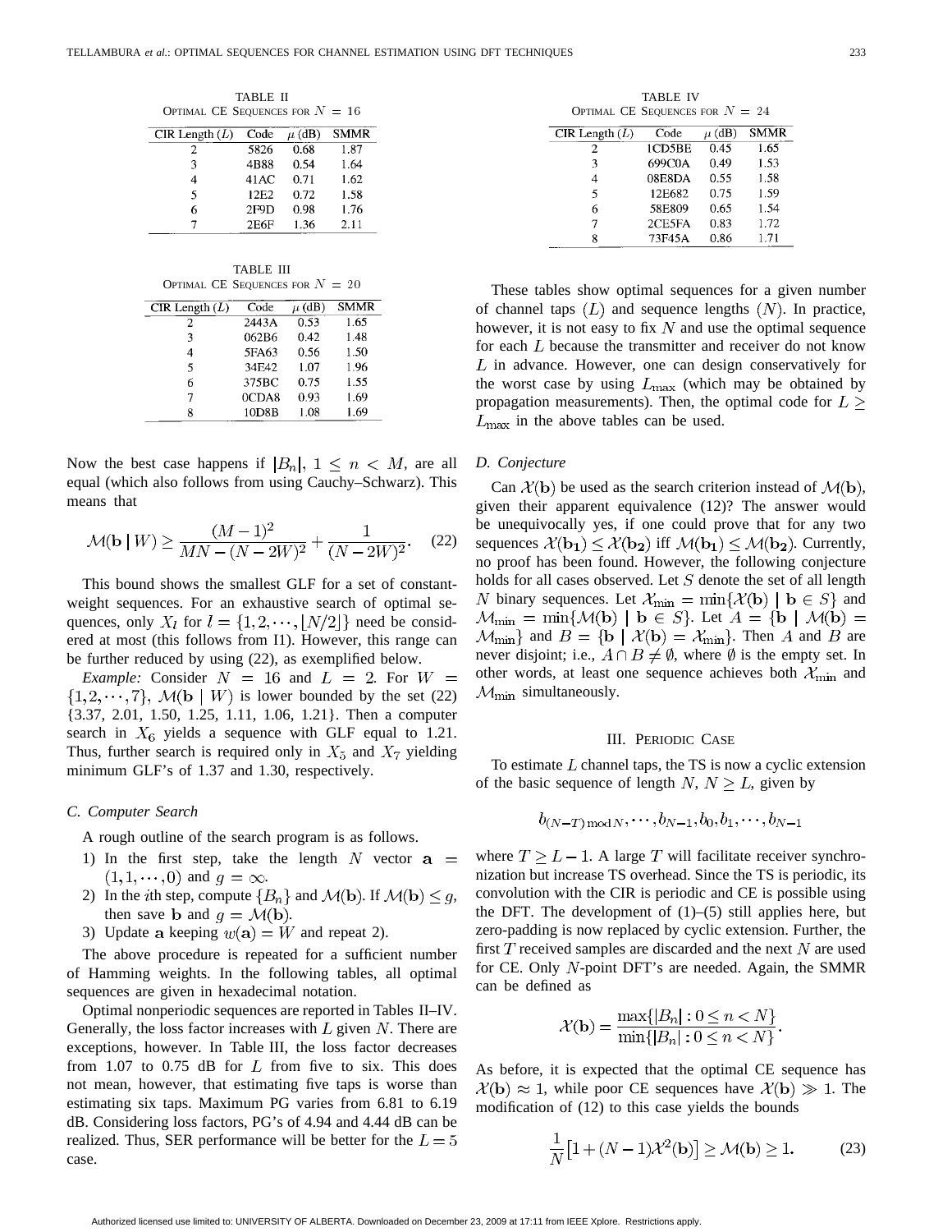TABLE II
OPTIMAL CE SEQUENCES FOR $N = 16$

| CIR Length ($L$) | Code | $\mu$ (dB) | SMMR |
|---|---|---|---|
| 2 | 5826 | 0.68 | 1.87 |
| 3 | 4B88 | 0.54 | 1.64 |
| 4 | 41AC | 0.71 | 1.62 |
| 5 | 12E2 | 0.72 | 1.58 |
| 6 | 2F9D | 0.98 | 1.76 |
| 7 | 2E6F | 1.36 | 2.11 |

TABLE III
OPTIMAL CE SEQUENCES FOR $N = 20$

| CIR Length ($L$) | Code | $\mu$ (dB) | SMMR |
|---|---|---|---|
| 2 | 2443A | 0.53 | 1.65 |
| 3 | 062B6 | 0.42 | 1.48 |
| 4 | 5FA63 | 0.56 | 1.50 |
| 5 | 34E42 | 1.07 | 1.96 |
| 6 | 375BC | 0.75 | 1.55 |
| 7 | 0CDA8 | 0.93 | 1.69 |
| 8 | 10D8B | 1.08 | 1.69 |

Now the best case happens if $|B_n|$, $1 \leq n < M$, are all equal (which also follows from using Cauchy–Schwarz). This means that

$$\mathcal{M}(\mathbf{b} \mid W) \geq \frac{(M-1)^2}{MN-(N-2W)^2} + \frac{1}{(N-2W)^2}. \quad (22)$$

This bound shows the smallest GLF for a set of constant-weight sequences. For an exhaustive search of optimal sequences, only $X_l$ for $l = \{1, 2, \cdots, \lfloor N/2 \rfloor\}$ need be considered at most (this follows from I1). However, this range can be further reduced by using (22), as exemplified below.

*Example:* Consider $N = 16$ and $L = 2$. For $W = \{1, 2, \cdots, 7\}$, $\mathcal{M}(\mathbf{b} \mid W)$ is lower bounded by the set (22) {3.37, 2.01, 1.50, 1.25, 1.11, 1.06, 1.21}. Then a computer search in $X_6$ yields a sequence with GLF equal to 1.21. Thus, further search is required only in $X_5$ and $X_7$ yielding minimum GLF's of 1.37 and 1.30, respectively.

### C. Computer Search

A rough outline of the search program is as follows.

1) In the first step, take the length $N$ vector $\mathbf{a} = (1, 1, \cdots, 0)$ and $g = \infty$.
2) In the $i$th step, compute $\{B_n\}$ and $\mathcal{M}(\mathbf{b})$. If $\mathcal{M}(\mathbf{b}) \leq g$, then save $\mathbf{b}$ and $g = \mathcal{M}(\mathbf{b})$.
3) Update $\mathbf{a}$ keeping $w(\mathbf{a}) = W$ and repeat 2).

The above procedure is repeated for a sufficient number of Hamming weights. In the following tables, all optimal sequences are given in hexadecimal notation.

Optimal nonperiodic sequences are reported in Tables II–IV. Generally, the loss factor increases with $L$ given $N$. There are exceptions, however. In Table III, the loss factor decreases from 1.07 to 0.75 dB for $L$ from five to six. This does not mean, however, that estimating five taps is worse than estimating six taps. Maximum PG varies from 6.81 to 6.19 dB. Considering loss factors, PG's of 4.94 and 4.44 dB can be realized. Thus, SER performance will be better for the $L = 5$ case.

TABLE IV
OPTIMAL CE SEQUENCES FOR $N = 24$

| CIR Length ($L$) | Code | $\mu$ (dB) | SMMR |
|---|---|---|---|
| 2 | 1CD5BE | 0.45 | 1.65 |
| 3 | 699C0A | 0.49 | 1.53 |
| 4 | 08E8DA | 0.55 | 1.58 |
| 5 | 12E682 | 0.75 | 1.59 |
| 6 | 58E809 | 0.65 | 1.54 |
| 7 | 2CE5FA | 0.83 | 1.72 |
| 8 | 73F45A | 0.86 | 1.71 |

These tables show optimal sequences for a given number of channel taps $(L)$ and sequence lengths $(N)$. In practice, however, it is not easy to fix $N$ and use the optimal sequence for each $L$ because the transmitter and receiver do not know $L$ in advance. However, one can design conservatively for the worst case by using $L_{\max}$ (which may be obtained by propagation measurements). Then, the optimal code for $L \geq L_{\max}$ in the above tables can be used.

### D. Conjecture

Can $\mathcal{X}(\mathbf{b})$ be used as the search criterion instead of $\mathcal{M}(\mathbf{b})$, given their apparent equivalence (12)? The answer would be unequivocally yes, if one could prove that for any two sequences $\mathcal{X}(\mathbf{b_1}) \leq \mathcal{X}(\mathbf{b_2})$ iff $\mathcal{M}(\mathbf{b_1}) \leq \mathcal{M}(\mathbf{b_2})$. Currently, no proof has been found. However, the following conjecture holds for all cases observed. Let $S$ denote the set of all length $N$ binary sequences. Let $\mathcal{X}_{\min} = \min\{\mathcal{X}(\mathbf{b}) \mid \mathbf{b} \in S\}$ and $\mathcal{M}_{\min} = \min\{\mathcal{M}(\mathbf{b}) \mid \mathbf{b} \in S\}$. Let $A = \{\mathbf{b} \mid \mathcal{M}(\mathbf{b}) = \mathcal{M}_{\min}\}$ and $B = \{\mathbf{b} \mid \mathcal{X}(\mathbf{b}) = \mathcal{X}_{\min}\}$. Then $A$ and $B$ are never disjoint; i.e., $A \cap B \neq \emptyset$, where $\emptyset$ is the empty set. In other words, at least one sequence achieves both $\mathcal{X}_{\min}$ and $\mathcal{M}_{\min}$ simultaneously.

## III. PERIODIC CASE

To estimate $L$ channel taps, the TS is now a cyclic extension of the basic sequence of length $N$, $N \geq L$, given by

$$b_{(N-T) \bmod N}, \cdots, b_{N-1}, b_0, b_1, \cdots, b_{N-1}$$

where $T \geq L - 1$. A large $T$ will facilitate receiver synchronization but increase TS overhead. Since the TS is periodic, its convolution with the CIR is periodic and CE is possible using the DFT. The development of (1)–(5) still applies here, but zero-padding is now replaced by cyclic extension. Further, the first $T$ received samples are discarded and the next $N$ are used for CE. Only $N$-point DFT's are needed. Again, the SMMR can be defined as

$$\mathcal{X}(\mathbf{b}) = \frac{\max\{|B_n| : 0 \leq n < N\}}{\min\{|B_n| : 0 \leq n < N\}}.$$

As before, it is expected that the optimal CE sequence has $\mathcal{X}(\mathbf{b}) \approx 1$, while poor CE sequences have $\mathcal{X}(\mathbf{b}) \gg 1$. The modification of (12) to this case yields the bounds

$$\frac{1}{N}\left[1 + (N-1)\mathcal{X}^2(\mathbf{b})\right] \geq \mathcal{M}(\mathbf{b}) \geq 1. \quad (23)$$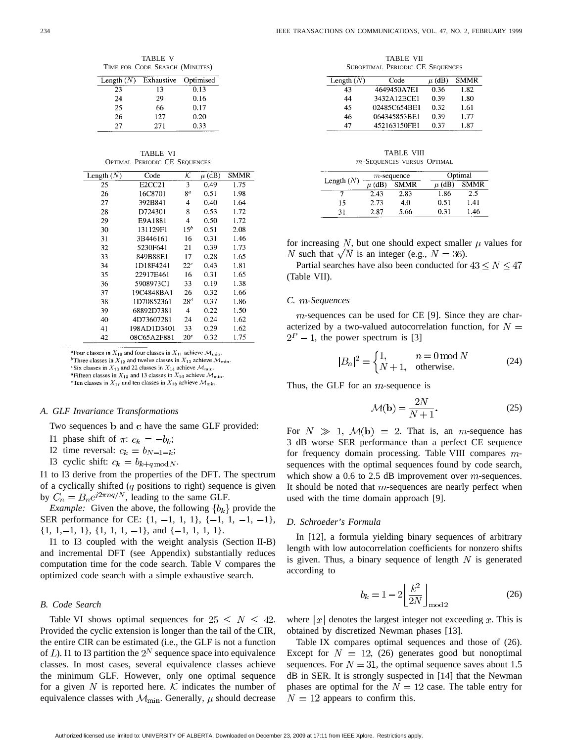TABLE V
TIME FOR CODE SEARCH (MINUTES)

| Length ($N$) | Exhaustive | Optimised |
|---|---|---|
| 23 | 13 | 0.13 |
| 24 | 29 | 0.16 |
| 25 | 66 | 0.17 |
| 26 | 127 | 0.20 |
| 27 | 271 | 0.33 |

TABLE VI
OPTIMAL PERIODIC CE SEQUENCES

| Length ($N$) | Code | $\mathcal{K}$ | $\mu$ (dB) | SMMR |
|---|---|---|---|---|
| 25 | E2CC21 | 3 | 0.49 | 1.75 |
| 26 | 16C8701 | 8[a] | 0.51 | 1.98 |
| 27 | 392B841 | 4 | 0.40 | 1.64 |
| 28 | D724301 | 8 | 0.53 | 1.72 |
| 29 | E9A1881 | 4 | 0.50 | 1.72 |
| 30 | 131129F1 | 15[b] | 0.51 | 2.08 |
| 31 | 3B446161 | 16 | 0.31 | 1.46 |
| 32 | 5230F641 | 21 | 0.39 | 1.73 |
| 33 | 849B88E1 | 17 | 0.28 | 1.65 |
| 34 | 1D18F4241 | 22[c] | 0.43 | 1.81 |
| 35 | 22917E461 | 16 | 0.31 | 1.65 |
| 36 | 5908973C1 | 33 | 0.19 | 1.38 |
| 37 | 19C4848BA1 | 26 | 0.32 | 1.66 |
| 38 | 1D70852361 | 28[d] | 0.37 | 1.86 |
| 39 | 68892D7381 | 4 | 0.22 | 1.50 |
| 40 | 4D73607281 | 24 | 0.24 | 1.62 |
| 41 | 198AD1D3401 | 33 | 0.29 | 1.62 |
| 42 | 08C65A2F881 | 20[e] | 0.32 | 1.75 |

[a]Four classes in $X_{10}$ and four classes in $X_{11}$ achieve $\mathcal{M}_{\min}$.
[b]Three classes in $X_{12}$ and twelve classes in $X_{13}$ achieve $\mathcal{M}_{\min}$.
[c]Six classes in $X_{13}$ and 22 classes in $X_{14}$ achieve $\mathcal{M}_{\min}$.
[d]Fifteen classes in $X_{15}$ and 13 classes in $X_{16}$ achieve $\mathcal{M}_{\min}$.
[e]Ten classes in $X_{17}$ and ten classes in $X_{18}$ achieve $\mathcal{M}_{\min}$.

### A. GLF Invariance Transformations

Two sequences $\mathbf{b}$ and $\mathbf{c}$ have the same GLF provided:

I1 phase shift of $\pi$: $c_k = -b_k$;
I2 time reversal: $c_k = b_{N-1-k}$;
I3 cyclic shift: $c_k = b_{k+q \bmod N}$.

I1 to I3 derive from the properties of the DFT. The spectrum of a cyclically shifted ($q$ positions to right) sequence is given by $C_n = B_n e^{j2\pi nq/N}$, leading to the same GLF.

*Example:* Given the above, the following $\{b_k\}$ provide the SER performance for CE: {1, −1, 1, 1}, {−1, 1, −1, −1}, {1, 1, −1, 1}, {1, 1, 1, −1}, and {−1, 1, 1, 1}.

I1 to I3 coupled with the weight analysis (Section II-B) and incremental DFT (see Appendix) substantially reduces computation time for the code search. Table V compares the optimized code search with a simple exhaustive search.

### B. Code Search

Table VI shows optimal sequences for $25 \leq N \leq 42$. Provided the cyclic extension is longer than the tail of the CIR, the entire CIR can be estimated (i.e., the GLF is not a function of $L$). I1 to I3 partition the $2^N$ sequence space into equivalence classes. In most cases, several equivalence classes achieve the minimum GLF. However, only one optimal sequence for a given $N$ is reported here. $\mathcal{K}$ indicates the number of equivalence classes with $\mathcal{M}_{\min}$. Generally, $\mu$ should decrease for increasing $N$, but one should expect smaller $\mu$ values for $N$ such that $\sqrt{N}$ is an integer (e.g., $N = 36$).

Partial searches have also been conducted for $43 \leq N \leq 47$ (Table VII).

TABLE VII
SUBOPTIMAL PERIODIC CE SEQUENCES

| Length ($N$) | Code | $\mu$ (dB) | SMMR |
|---|---|---|---|
| 43 | 4649450A7E1 | 0.36 | 1.82 |
| 44 | 3432A12ECE1 | 0.39 | 1.80 |
| 45 | 02485C654BE1 | 0.32 | 1.61 |
| 46 | 064345853BE1 | 0.39 | 1.77 |
| 47 | 452163150FE1 | 0.37 | 1.87 |

TABLE VIII
$m$-SEQUENCES VERSUS OPTIMAL

| Length ($N$) | $m$-sequence | | Optimal | |
|---|---|---|---|---|
| | $\mu$ (dB) | SMMR | $\mu$ (dB) | SMMR |
| 7 | 2.43 | 2.83 | 1.86 | 2.5 |
| 15 | 2.73 | 4.0 | 0.51 | 1.41 |
| 31 | 2.87 | 5.66 | 0.31 | 1.46 |

### C. $m$-Sequences

$m$-sequences can be used for CE [9]. Since they are characterized by a two-valued autocorrelation function, for $N = 2^P - 1$, the power spectrum is [3]

$$|B_n|^2 = \begin{cases} 1, & n = 0 \bmod N \\ N+1, & \text{otherwise.} \end{cases} \tag{24}$$

Thus, the GLF for an $m$-sequence is

$$\mathcal{M}(\mathbf{b}) = \frac{2N}{N+1}. \tag{25}$$

For $N \gg 1$, $\mathcal{M}(\mathbf{b}) = 2$. That is, an $m$-sequence has 3 dB worse SER performance than a perfect CE sequence for frequency domain processing. Table VIII compares $m$-sequences with the optimal sequences found by code search, which show a 0.6 to 2.5 dB improvement over $m$-sequences. It should be noted that $m$-sequences are nearly perfect when used with the time domain approach [9].

### D. Schroeder's Formula

In [12], a formula yielding binary sequences of arbitrary length with low autocorrelation coefficients for nonzero shifts is given. Thus, a binary sequence of length $N$ is generated according to

$$b_k = 1 - 2\left\lfloor \frac{k^2}{2N} \right\rfloor_{\bmod 2} \tag{26}$$

where $\lfloor x \rfloor$ denotes the largest integer not exceeding $x$. This is obtained by discretized Newman phases [13].

Table IX compares optimal sequences and those of (26). Except for $N = 12$, (26) generates good but nonoptimal sequences. For $N = 31$, the optimal sequence saves about 1.5 dB in SER. It is strongly suspected in [14] that the Newman phases are optimal for the $N = 12$ case. The table entry for $N = 12$ appears to confirm this.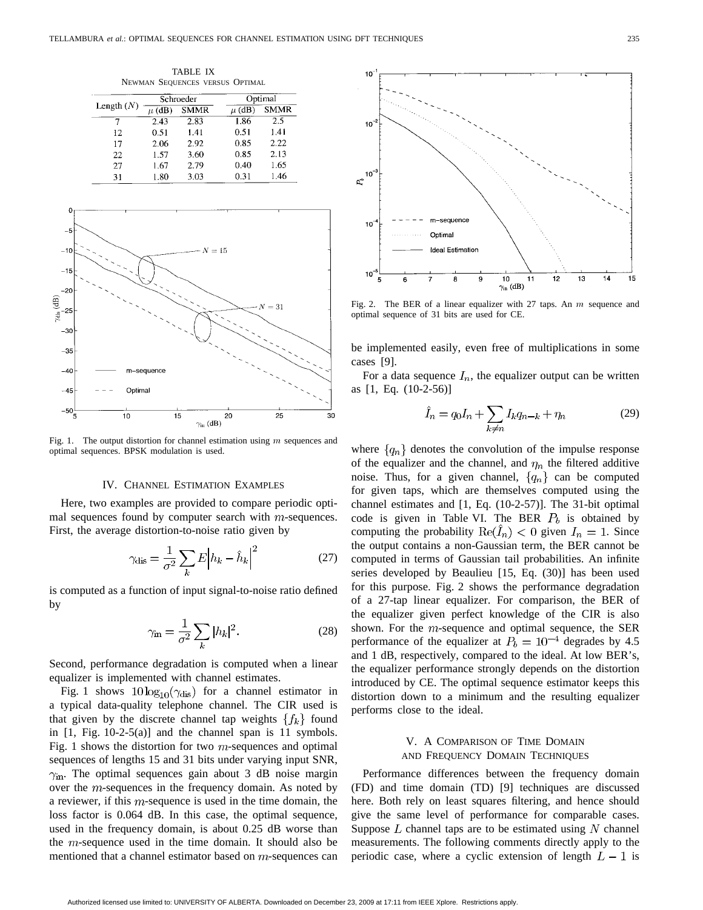TABLE IX
NEWMAN SEQUENCES VERSUS OPTIMAL

| Length ($N$) | Schroeder | | Optimal | |
|---|---|---|---|---|
| | $\mu$ (dB) | SMMR | $\mu$ (dB) | SMMR |
| 7 | 2.43 | 2.83 | 1.86 | 2.5 |
| 12 | 0.51 | 1.41 | 0.51 | 1.41 |
| 17 | 2.06 | 2.92 | 0.85 | 2.22 |
| 22 | 1.57 | 3.60 | 0.85 | 2.13 |
| 27 | 1.67 | 2.79 | 0.40 | 1.65 |
| 31 | 1.80 | 3.03 | 0.31 | 1.46 |

Fig. 1. The output distortion for channel estimation using $m$ sequences and optimal sequences. BPSK modulation is used.

## IV. CHANNEL ESTIMATION EXAMPLES

Here, two examples are provided to compare periodic optimal sequences found by computer search with $m$-sequences. First, the average distortion-to-noise ratio given by

$$\gamma_{\text{dis}} = \frac{1}{\sigma^2} \sum_k E\left|h_k - \hat{h}_k\right|^2 \tag{27}$$

is computed as a function of input signal-to-noise ratio defined by

$$\gamma_{\text{in}} = \frac{1}{\sigma^2} \sum_k |h_k|^2. \tag{28}$$

Second, performance degradation is computed when a linear equalizer is implemented with channel estimates.

Fig. 1 shows $10\log_{10}(\gamma_{\text{dis}})$ for a channel estimator in a typical data-quality telephone channel. The CIR used is that given by the discrete channel tap weights $\{f_k\}$ found in [1, Fig. 10-2-5(a)] and the channel span is 11 symbols. Fig. 1 shows the distortion for two $m$-sequences and optimal sequences of lengths 15 and 31 bits under varying input SNR, $\gamma_{\text{in}}$. The optimal sequences gain about 3 dB noise margin over the $m$-sequences in the frequency domain. As noted by a reviewer, if this $m$-sequence is used in the time domain, the loss factor is 0.064 dB. In this case, the optimal sequence, used in the frequency domain, is about 0.25 dB worse than the $m$-sequence used in the time domain. It should also be mentioned that a channel estimator based on $m$-sequences can be implemented easily, even free of multiplications in some cases [9].

Fig. 2. The BER of a linear equalizer with 27 taps. An $m$ sequence and optimal sequence of 31 bits are used for CE.

For a data sequence $I_n$, the equalizer output can be written as [1, Eq. (10-2-56)]

$$\hat{I}_n = q_0 I_n + \sum_{k \neq n} I_k q_{n-k} + \eta_n \tag{29}$$

where $\{q_n\}$ denotes the convolution of the impulse response of the equalizer and the channel, and $\eta_n$ the filtered additive noise. Thus, for a given channel, $\{q_n\}$ can be computed for given taps, which are themselves computed using the channel estimates and [1, Eq. (10-2-57)]. The 31-bit optimal code is given in Table VI. The BER $P_b$ is obtained by computing the probability $\text{Re}(\hat{I}_n) < 0$ given $I_n = 1$. Since the output contains a non-Gaussian term, the BER cannot be computed in terms of Gaussian tail probabilities. An infinite series developed by Beaulieu [15, Eq. (30)] has been used for this purpose. Fig. 2 shows the performance degradation of a 27-tap linear equalizer. For comparison, the BER of the equalizer given perfect knowledge of the CIR is also shown. For the $m$-sequence and optimal sequence, the SER performance of the equalizer at $P_b = 10^{-4}$ degrades by 4.5 and 1 dB, respectively, compared to the ideal. At low BER's, the equalizer performance strongly depends on the distortion introduced by CE. The optimal sequence estimator keeps this distortion down to a minimum and the resulting equalizer performs close to the ideal.

## V. A COMPARISON OF TIME DOMAIN AND FREQUENCY DOMAIN TECHNIQUES

Performance differences between the frequency domain (FD) and time domain (TD) [9] techniques are discussed here. Both rely on least squares filtering, and hence should give the same level of performance for comparable cases. Suppose $L$ channel taps are to be estimated using $N$ channel measurements. The following comments directly apply to the periodic case, where a cyclic extension of length $L - 1$ is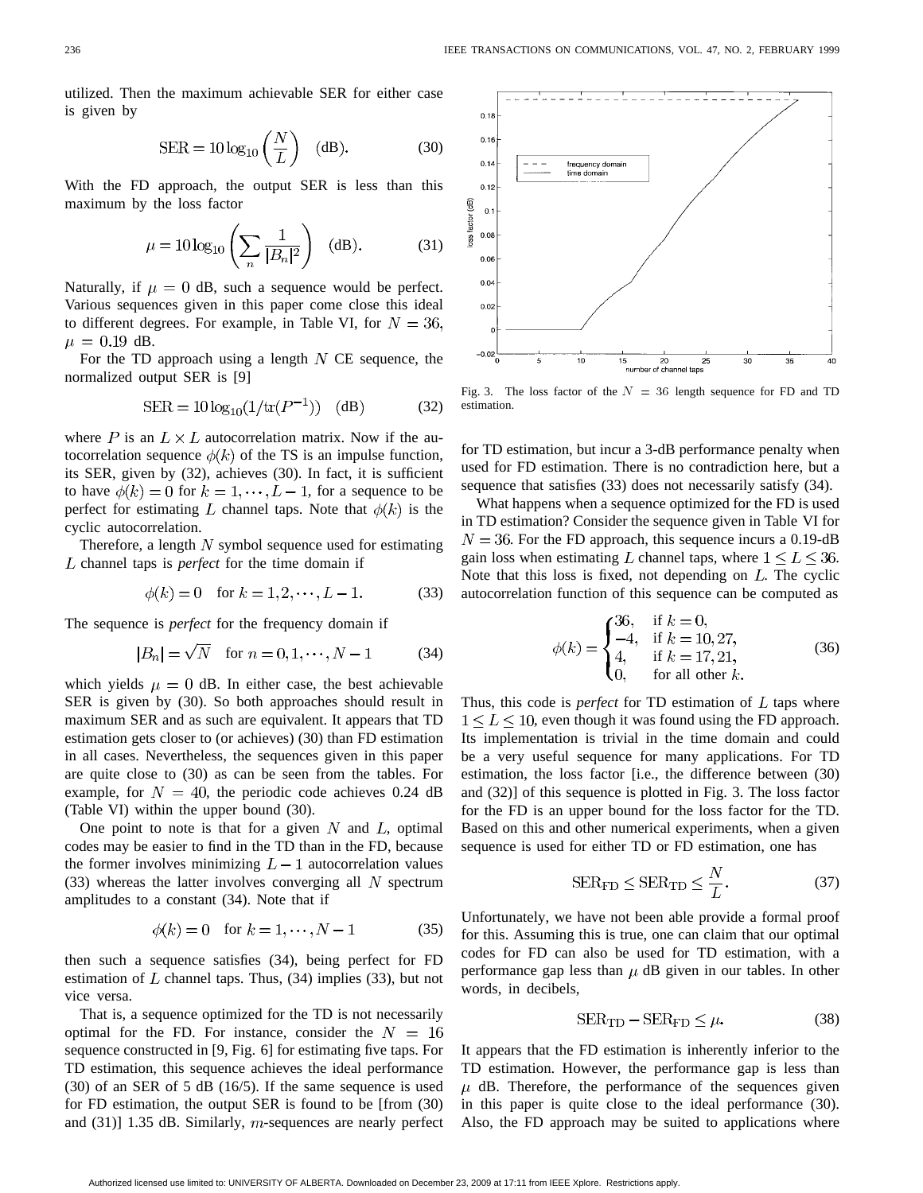utilized. Then the maximum achievable SER for either case is given by

$$\text{SER} = 10\log_{10}\left(\frac{N}{L}\right) \quad \text{(dB)}. \tag{30}$$

With the FD approach, the output SER is less than this maximum by the loss factor

$$\mu = 10\log_{10}\left(\sum_n \frac{1}{|B_n|^2}\right) \quad \text{(dB)}. \tag{31}$$

Naturally, if $\mu = 0$ dB, such a sequence would be perfect. Various sequences given in this paper come close this ideal to different degrees. For example, in Table VI, for $N = 36$, $\mu = 0.19$ dB.

For the TD approach using a length $N$ CE sequence, the normalized output SER is [9]

$$\text{SER} = 10\log_{10}(1/\text{tr}(P^{-1})) \quad \text{(dB)} \tag{32}$$

where $P$ is an $L \times L$ autocorrelation matrix. Now if the autocorrelation sequence $\phi(k)$ of the TS is an impulse function, its SER, given by (32), achieves (30). In fact, it is sufficient to have $\phi(k) = 0$ for $k = 1, \cdots, L-1$, for a sequence to be perfect for estimating $L$ channel taps. Note that $\phi(k)$ is the cyclic autocorrelation.

Therefore, a length $N$ symbol sequence used for estimating $L$ channel taps is *perfect* for the time domain if

$$\phi(k) = 0 \quad \text{for } k = 1, 2, \cdots, L-1. \tag{33}$$

The sequence is *perfect* for the frequency domain if

$$|B_n| = \sqrt{N} \quad \text{for } n = 0, 1, \cdots, N-1 \tag{34}$$

which yields $\mu = 0$ dB. In either case, the best achievable SER is given by (30). So both approaches should result in maximum SER and as such are equivalent. It appears that TD estimation gets closer to (or achieves) (30) than FD estimation in all cases. Nevertheless, the sequences given in this paper are quite close to (30) as can be seen from the tables. For example, for $N = 40$, the periodic code achieves 0.24 dB (Table VI) within the upper bound (30).

One point to note is that for a given $N$ and $L$, optimal codes may be easier to find in the TD than in the FD, because the former involves minimizing $L-1$ autocorrelation values (33) whereas the latter involves converging all $N$ spectrum amplitudes to a constant (34). Note that if

$$\phi(k) = 0 \quad \text{for } k = 1, \cdots, N-1 \tag{35}$$

then such a sequence satisfies (34), being perfect for FD estimation of $L$ channel taps. Thus, (34) implies (33), but not vice versa.

That is, a sequence optimized for the TD is not necessarily optimal for the FD. For instance, consider the $N = 16$ sequence constructed in [9, Fig. 6] for estimating five taps. For TD estimation, this sequence achieves the ideal performance (30) of an SER of 5 dB (16/5). If the same sequence is used for FD estimation, the output SER is found to be [from (30) and (31)] 1.35 dB. Similarly, $m$-sequences are nearly perfect for TD estimation, but incur a 3-dB performance penalty when used for FD estimation. There is no contradiction here, but a sequence that satisfies (33) does not necessarily satisfy (34).

Fig. 3. The loss factor of the $N = 36$ length sequence for FD and TD estimation.

What happens when a sequence optimized for the FD is used in TD estimation? Consider the sequence given in Table VI for $N = 36$. For the FD approach, this sequence incurs a 0.19-dB gain loss when estimating $L$ channel taps, where $1 \leq L \leq 36$. Note that this loss is fixed, not depending on $L$. The cyclic autocorrelation function of this sequence can be computed as

$$\phi(k) = \begin{cases} 36, & \text{if } k = 0, \\ -4, & \text{if } k = 10, 27, \\ 4, & \text{if } k = 17, 21, \\ 0, & \text{for all other } k. \end{cases} \tag{36}$$

Thus, this code is *perfect* for TD estimation of $L$ taps where $1 \leq L \leq 10$, even though it was found using the FD approach. Its implementation is trivial in the time domain and could be a very useful sequence for many applications. For TD estimation, the loss factor [i.e., the difference between (30) and (32)] of this sequence is plotted in Fig. 3. The loss factor for the FD is an upper bound for the loss factor for the TD. Based on this and other numerical experiments, when a given sequence is used for either TD or FD estimation, one has

$$\text{SER}_{\text{FD}} \leq \text{SER}_{\text{TD}} \leq \frac{N}{L}. \tag{37}$$

Unfortunately, we have not been able provide a formal proof for this. Assuming this is true, one can claim that our optimal codes for FD can also be used for TD estimation, with a performance gap less than $\mu$ dB given in our tables. In other words, in decibels,

$$\text{SER}_{\text{TD}} - \text{SER}_{\text{FD}} \leq \mu. \tag{38}$$

It appears that the FD estimation is inherently inferior to the TD estimation. However, the performance gap is less than $\mu$ dB. Therefore, the performance of the sequences given in this paper is quite close to the ideal performance (30). Also, the FD approach may be suited to applications where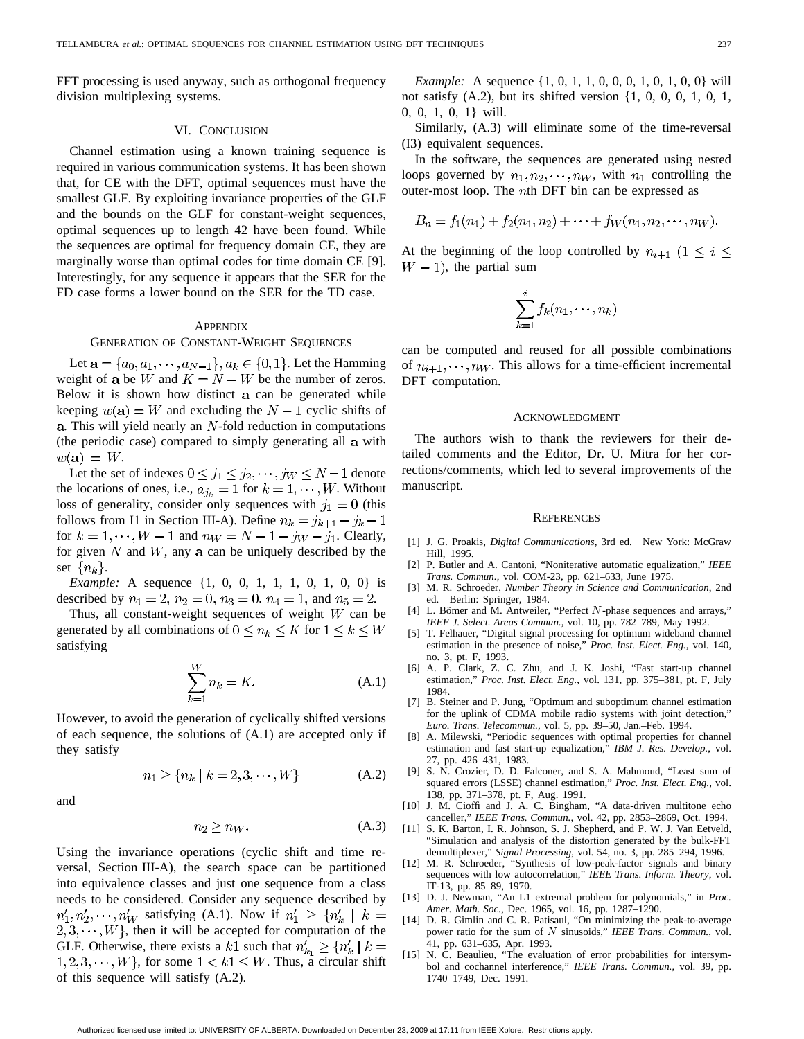FFT processing is used anyway, such as orthogonal frequency division multiplexing systems.

## VI. Conclusion

Channel estimation using a known training sequence is required in various communication systems. It has been shown that, for CE with the DFT, optimal sequences must have the smallest GLF. By exploiting invariance properties of the GLF and the bounds on the GLF for constant-weight sequences, optimal sequences up to length 42 have been found. While the sequences are optimal for frequency domain CE, they are marginally worse than optimal codes for time domain CE [9]. Interestingly, for any sequence it appears that the SER for the FD case forms a lower bound on the SER for the TD case.

## Appendix
## Generation of Constant-Weight Sequences

Let $\mathbf{a} = \{a_0, a_1, \cdots, a_{N-1}\}, a_k \in \{0, 1\}$. Let the Hamming weight of $\mathbf{a}$ be $W$ and $K = N - W$ be the number of zeros. Below it is shown how distinct $\mathbf{a}$ can be generated while keeping $w(\mathbf{a}) = W$ and excluding the $N-1$ cyclic shifts of $\mathbf{a}$. This will yield nearly an $N$-fold reduction in computations (the periodic case) compared to simply generating all $\mathbf{a}$ with $w(\mathbf{a}) = W$.

Let the set of indexes $0 \le j_1 \le j_2, \cdots, j_W \le N-1$ denote the locations of ones, i.e., $a_{j_k} = 1$ for $k = 1, \cdots, W$. Without loss of generality, consider only sequences with $j_1 = 0$ (this follows from I1 in Section III-A). Define $n_k = j_{k+1} - j_k - 1$ for $k = 1, \cdots, W-1$ and $n_W = N - 1 - j_W - j_1$. Clearly, for given $N$ and $W$, any $\mathbf{a}$ can be uniquely described by the set $\{n_k\}$.

*Example:* A sequence {1, 0, 0, 1, 1, 1, 0, 1, 0, 0} is described by $n_1 = 2$, $n_2 = 0$, $n_3 = 0$, $n_4 = 1$, and $n_5 = 2$.

Thus, all constant-weight sequences of weight $W$ can be generated by all combinations of $0 \le n_k \le K$ for $1 \le k \le W$ satisfying

$$\sum_{k=1}^{W} n_k = K. \tag{A.1}$$

However, to avoid the generation of cyclically shifted versions of each sequence, the solutions of (A.1) are accepted only if they satisfy

$$n_1 \ge \{n_k \mid k = 2, 3, \cdots, W\} \tag{A.2}$$

and

$$n_2 \ge n_W. \tag{A.3}$$

Using the invariance operations (cyclic shift and time reversal, Section III-A), the search space can be partitioned into equivalence classes and just one sequence from a class needs to be considered. Consider any sequence described by $n'_1, n'_2, \cdots, n'_W$ satisfying (A.1). Now if $n'_1 \ge \{n'_k \mid k = 2, 3, \cdots, W\}$, then it will be accepted for computation of the GLF. Otherwise, there exists a $k1$ such that $n'_{k1} \ge \{n'_k \mid k = 1, 2, 3, \cdots, W\}$, for some $1 < k1 \le W$. Thus, a circular shift of this sequence will satisfy (A.2).

*Example:* A sequence {1, 0, 1, 1, 0, 0, 0, 1, 0, 1, 0, 0} will not satisfy (A.2), but its shifted version {1, 0, 0, 0, 1, 0, 1, 0, 0, 1, 0, 1} will.

Similarly, (A.3) will eliminate some of the time-reversal (I3) equivalent sequences.

In the software, the sequences are generated using nested loops governed by $n_1, n_2, \cdots, n_W$, with $n_1$ controlling the outer-most loop. The $n$th DFT bin can be expressed as

$$B_n = f_1(n_1) + f_2(n_1, n_2) + \cdots + f_W(n_1, n_2, \cdots, n_W).$$

At the beginning of the loop controlled by $n_{i+1}$ $(1 \le i \le W-1)$, the partial sum

$$\sum_{k=1}^{i} f_k(n_1, \cdots, n_k)$$

can be computed and reused for all possible combinations of $n_{i+1}, \cdots, n_W$. This allows for a time-efficient incremental DFT computation.

## Acknowledgment

The authors wish to thank the reviewers for their detailed comments and the Editor, Dr. U. Mitra for her corrections/comments, which led to several improvements of the manuscript.

## References

[1] J. G. Proakis, *Digital Communications*, 3rd ed. New York: McGraw Hill, 1995.

[2] P. Butler and A. Cantoni, "Noniterative automatic equalization," *IEEE Trans. Commun.*, vol. COM-23, pp. 621–633, June 1975.

[3] M. R. Schroeder, *Number Theory in Science and Communication*, 2nd ed. Berlin: Springer, 1984.

[4] L. Bömer and M. Antweiler, "Perfect $N$-phase sequences and arrays," *IEEE J. Select. Areas Commun.*, vol. 10, pp. 782–789, May 1992.

[5] T. Felhauer, "Digital signal processing for optimum wideband channel estimation in the presence of noise," *Proc. Inst. Elect. Eng.*, vol. 140, no. 3, pt. F, 1993.

[6] A. P. Clark, Z. C. Zhu, and J. K. Joshi, "Fast start-up channel estimation," *Proc. Inst. Elect. Eng.*, vol. 131, pp. 375–381, pt. F, July 1984.

[7] B. Steiner and P. Jung, "Optimum and suboptimum channel estimation for the uplink of CDMA mobile radio systems with joint detection," *Euro. Trans. Telecommun.*, vol. 5, pp. 39–50, Jan.–Feb. 1994.

[8] A. Milewski, "Periodic sequences with optimal properties for channel estimation and fast start-up equalization," *IBM J. Res. Develop.*, vol. 27, pp. 426–431, 1983.

[9] S. N. Crozier, D. D. Falconer, and S. A. Mahmoud, "Least sum of squared errors (LSSE) channel estimation," *Proc. Inst. Elect. Eng.*, vol. 138, pp. 371–378, pt. F, Aug. 1991.

[10] J. M. Cioffi and J. A. C. Bingham, "A data-driven multitone echo canceller," *IEEE Trans. Commun.*, vol. 42, pp. 2853–2869, Oct. 1994.

[11] S. K. Barton, I. R. Johnson, S. J. Shepherd, and P. W. J. Van Eetveld, "Simulation and analysis of the distortion generated by the bulk-FFT demultiplexer," *Signal Processing*, vol. 54, no. 3, pp. 285–294, 1996.

[12] M. R. Schroeder, "Synthesis of low-peak-factor signals and binary sequences with low autocorrelation," *IEEE Trans. Inform. Theory*, vol. IT-13, pp. 85–89, 1970.

[13] D. J. Newman, "An L1 extremal problem for polynomials," in *Proc. Amer. Math. Soc.*, Dec. 1965, vol. 16, pp. 1287–1290.

[14] D. R. Gimlin and C. R. Patisaul, "On minimizing the peak-to-average power ratio for the sum of $N$ sinusoids," *IEEE Trans. Commun.*, vol. 41, pp. 631–635, Apr. 1993.

[15] N. C. Beaulieu, "The evaluation of error probabilities for intersymbol and cochannel interference," *IEEE Trans. Commun.*, vol. 39, pp. 1740–1749, Dec. 1991.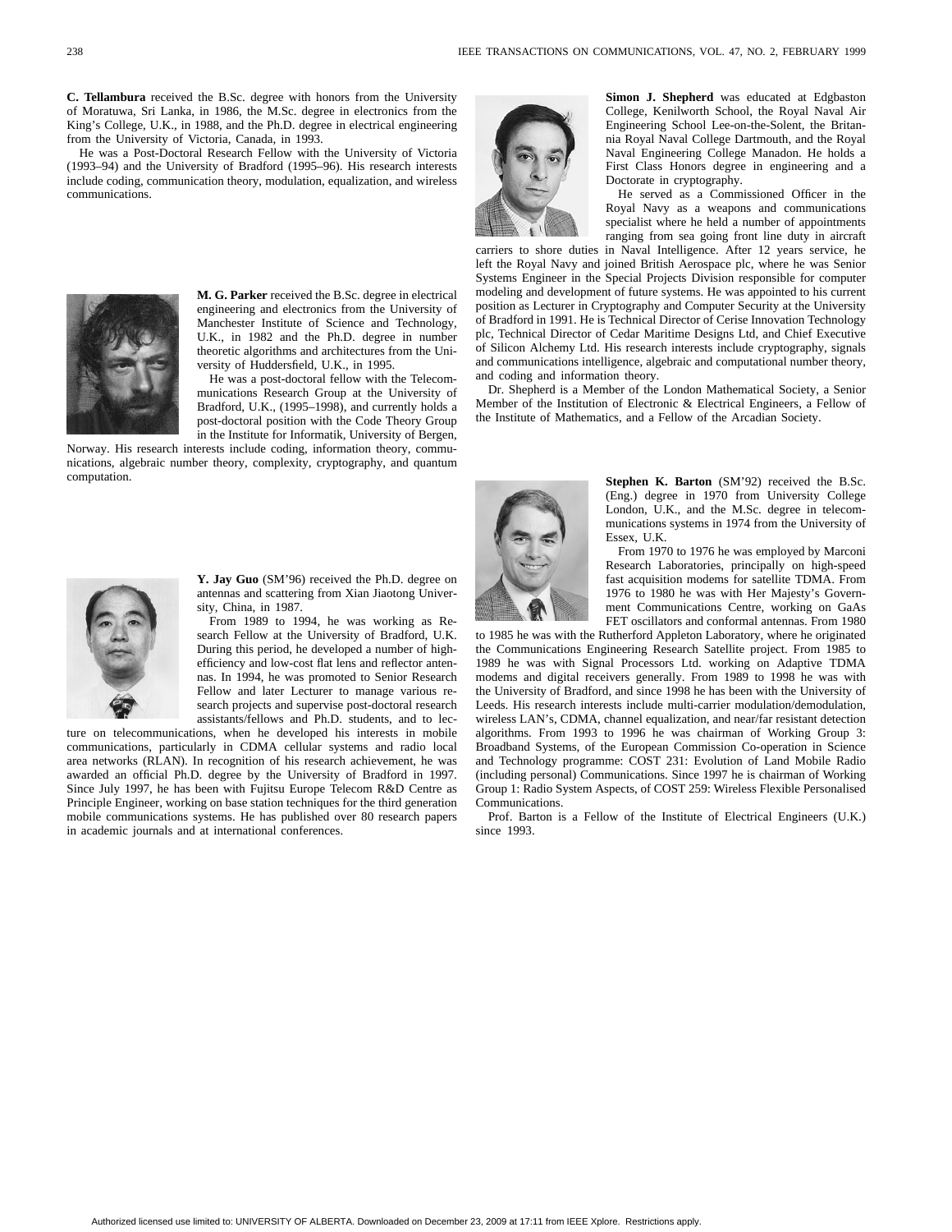**C. Tellambura** received the B.Sc. degree with honors from the University of Moratuwa, Sri Lanka, in 1986, the M.Sc. degree in electronics from the King's College, U.K., in 1988, and the Ph.D. degree in electrical engineering from the University of Victoria, Canada, in 1993.

He was a Post-Doctoral Research Fellow with the University of Victoria (1993–94) and the University of Bradford (1995–96). His research interests include coding, communication theory, modulation, equalization, and wireless communications.

**M. G. Parker** received the B.Sc. degree in electrical engineering and electronics from the University of Manchester Institute of Science and Technology, U.K., in 1982 and the Ph.D. degree in number theoretic algorithms and architectures from the University of Huddersfield, U.K., in 1995.

He was a post-doctoral fellow with the Telecommunications Research Group at the University of Bradford, U.K., (1995–1998), and currently holds a post-doctoral position with the Code Theory Group in the Institute for Informatik, University of Bergen, Norway. His research interests include coding, information theory, communications, algebraic number theory, complexity, cryptography, and quantum computation.

**Y. Jay Guo** (SM'96) received the Ph.D. degree on antennas and scattering from Xian Jiaotong University, China, in 1987.

From 1989 to 1994, he was working as Research Fellow at the University of Bradford, U.K. During this period, he developed a number of high-efficiency and low-cost flat lens and reflector antennas. In 1994, he was promoted to Senior Research Fellow and later Lecturer to manage various research projects and supervise post-doctoral research assistants/fellows and Ph.D. students, and to lecture on telecommunications, when he developed his interests in mobile communications, particularly in CDMA cellular systems and radio local area networks (RLAN). In recognition of his research achievement, he was awarded an official Ph.D. degree by the University of Bradford in 1997. Since July 1997, he has been with Fujitsu Europe Telecom R&D Centre as Principle Engineer, working on base station techniques for the third generation mobile communications systems. He has published over 80 research papers in academic journals and at international conferences.

**Simon J. Shepherd** was educated at Edgbaston College, Kenilworth School, the Royal Naval Air Engineering School Lee-on-the-Solent, the Britannia Royal Naval College Dartmouth, and the Royal Naval Engineering College Manadon. He holds a First Class Honors degree in engineering and a Doctorate in cryptography.

He served as a Commissioned Officer in the Royal Navy as a weapons and communications specialist where he held a number of appointments ranging from sea going front line duty in aircraft carriers to shore duties in Naval Intelligence. After 12 years service, he left the Royal Navy and joined British Aerospace plc, where he was Senior Systems Engineer in the Special Projects Division responsible for computer modeling and development of future systems. He was appointed to his current position as Lecturer in Cryptography and Computer Security at the University of Bradford in 1991. He is Technical Director of Cerise Innovation Technology plc, Technical Director of Cedar Maritime Designs Ltd, and Chief Executive of Silicon Alchemy Ltd. His research interests include cryptography, signals and communications intelligence, algebraic and computational number theory, and coding and information theory.

Dr. Shepherd is a Member of the London Mathematical Society, a Senior Member of the Institution of Electronic & Electrical Engineers, a Fellow of the Institute of Mathematics, and a Fellow of the Arcadian Society.

**Stephen K. Barton** (SM'92) received the B.Sc. (Eng.) degree in 1970 from University College London, U.K., and the M.Sc. degree in telecommunications systems in 1974 from the University of Essex, U.K.

From 1970 to 1976 he was employed by Marconi Research Laboratories, principally on high-speed fast acquisition modems for satellite TDMA. From 1976 to 1980 he was with Her Majesty's Government Communications Centre, working on GaAs FET oscillators and conformal antennas. From 1980 to 1985 he was with the Rutherford Appleton Laboratory, where he originated the Communications Engineering Research Satellite project. From 1985 to 1989 he was with Signal Processors Ltd. working on Adaptive TDMA modems and digital receivers generally. From 1989 to 1998 he was with the University of Bradford, and since 1998 he has been with the University of Leeds. His research interests include multi-carrier modulation/demodulation, wireless LAN's, CDMA, channel equalization, and near/far resistant detection algorithms. From 1993 to 1996 he was chairman of Working Group 3: Broadband Systems, of the European Commission Co-operation in Science and Technology programme: COST 231: Evolution of Land Mobile Radio (including personal) Communications. Since 1997 he is chairman of Working Group 1: Radio System Aspects, of COST 259: Wireless Flexible Personalised Communications.

Prof. Barton is a Fellow of the Institute of Electrical Engineers (U.K.) since 1993.